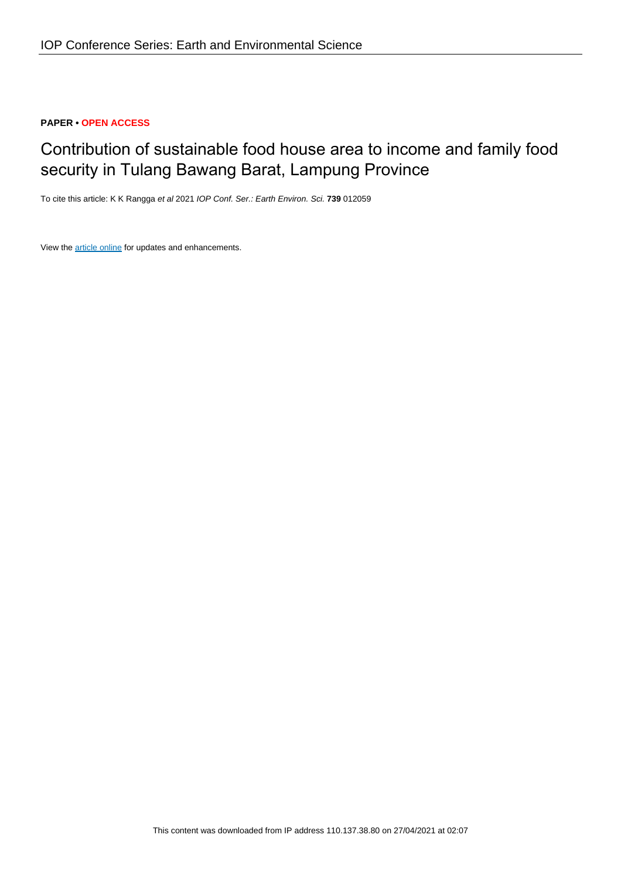IOP Conference Series: Earth and Environmental Science

**PAPER • OPEN ACCESS**

# Contribution of sustainable food house area to income and family food security in Tulang Bawang Barat, Lampung Province

To cite this article: K K Rangga *et al* 2021 *IOP Conf. Ser.: Earth Environ. Sci.* **739** 012059

View the article online for updates and enhancements.

This content was downloaded from IP address 110.137.38.80 on 27/04/2021 at 02:07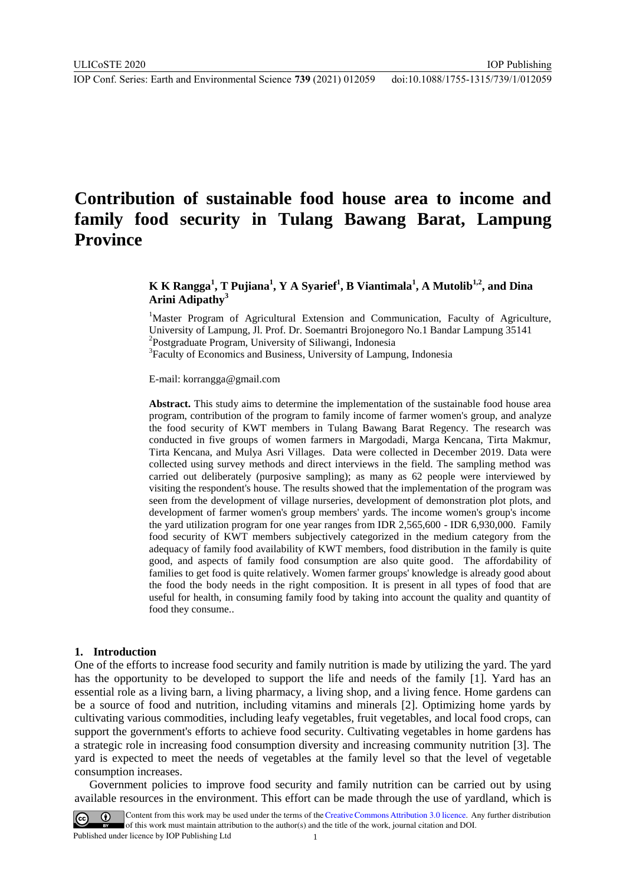# Contribution of sustainable food house area to income and family food security in Tulang Bawang Barat, Lampung Province

**K K Rangga[1], T Pujiana[1], Y A Syarief[1], B Viantimala[1], A Mutolib[1,2], and Dina Arini Adipathy[3]**

[1]Master Program of Agricultural Extension and Communication, Faculty of Agriculture, University of Lampung, Jl. Prof. Dr. Soemantri Brojonegoro No.1 Bandar Lampung 35141
[2]Postgraduate Program, University of Siliwangi, Indonesia
[3]Faculty of Economics and Business, University of Lampung, Indonesia

E-mail: korrangga@gmail.com

**Abstract.** This study aims to determine the implementation of the sustainable food house area program, contribution of the program to family income of farmer women's group, and analyze the food security of KWT members in Tulang Bawang Barat Regency. The research was conducted in five groups of women farmers in Margodadi, Marga Kencana, Tirta Makmur, Tirta Kencana, and Mulya Asri Villages. Data were collected in December 2019. Data were collected using survey methods and direct interviews in the field. The sampling method was carried out deliberately (purposive sampling); as many as 62 people were interviewed by visiting the respondent's house. The results showed that the implementation of the program was seen from the development of village nurseries, development of demonstration plot plots, and development of farmer women's group members' yards. The income women's group's income the yard utilization program for one year ranges from IDR 2,565,600 - IDR 6,930,000. Family food security of KWT members subjectively categorized in the medium category from the adequacy of family food availability of KWT members, food distribution in the family is quite good, and aspects of family food consumption are also quite good. The affordability of families to get food is quite relatively. Women farmer groups' knowledge is already good about the food the body needs in the right composition. It is present in all types of food that are useful for health, in consuming family food by taking into account the quality and quantity of food they consume..

## 1. Introduction

One of the efforts to increase food security and family nutrition is made by utilizing the yard. The yard has the opportunity to be developed to support the life and needs of the family [1]. Yard has an essential role as a living barn, a living pharmacy, a living shop, and a living fence. Home gardens can be a source of food and nutrition, including vitamins and minerals [2]. Optimizing home yards by cultivating various commodities, including leafy vegetables, fruit vegetables, and local food crops, can support the government's efforts to achieve food security. Cultivating vegetables in home gardens has a strategic role in increasing food consumption diversity and increasing community nutrition [3]. The yard is expected to meet the needs of vegetables at the family level so that the level of vegetable consumption increases.

Government policies to improve food security and family nutrition can be carried out by using available resources in the environment. This effort can be made through the use of yardland, which is

Content from this work may be used under the terms of the Creative Commons Attribution 3.0 licence. Any further distribution of this work must maintain attribution to the author(s) and the title of the work, journal citation and DOI.
Published under licence by IOP Publishing Ltd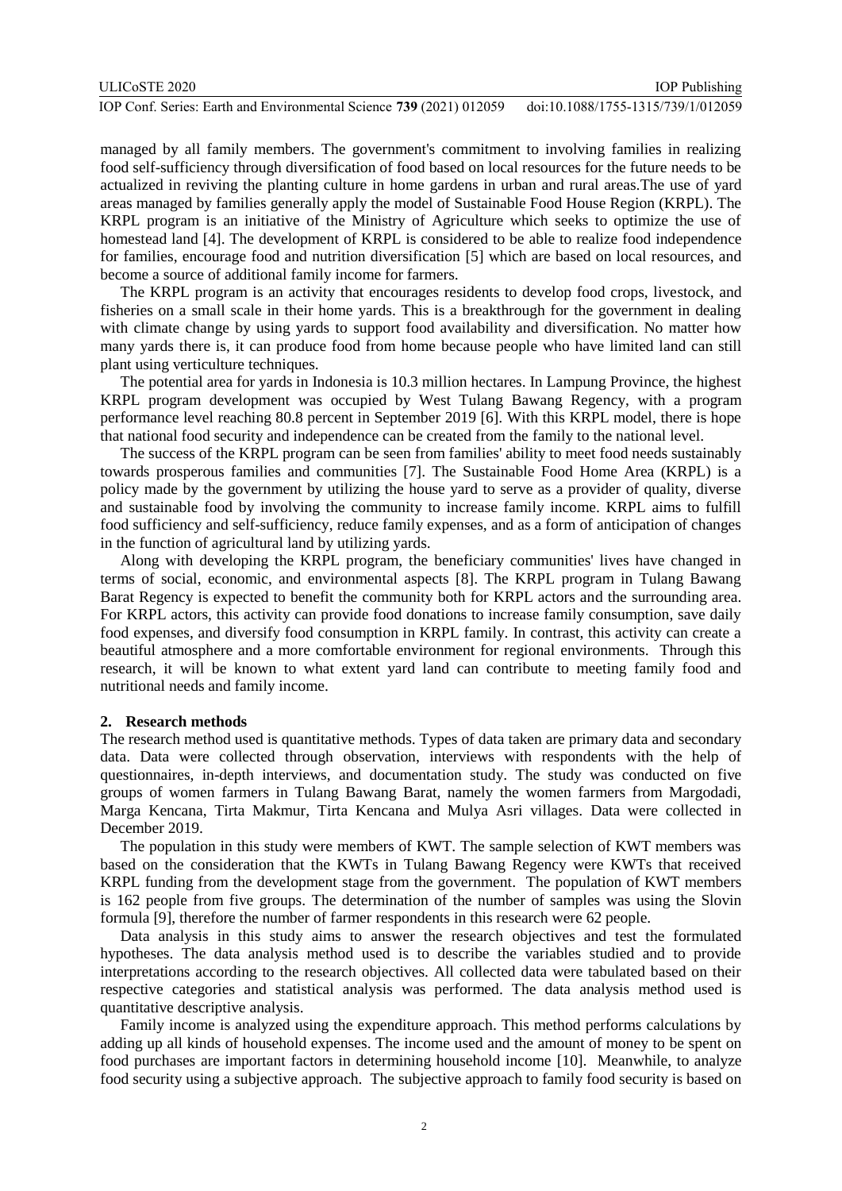managed by all family members. The government's commitment to involving families in realizing food self-sufficiency through diversification of food based on local resources for the future needs to be actualized in reviving the planting culture in home gardens in urban and rural areas.The use of yard areas managed by families generally apply the model of Sustainable Food House Region (KRPL). The KRPL program is an initiative of the Ministry of Agriculture which seeks to optimize the use of homestead land [4]. The development of KRPL is considered to be able to realize food independence for families, encourage food and nutrition diversification [5] which are based on local resources, and become a source of additional family income for farmers.

The KRPL program is an activity that encourages residents to develop food crops, livestock, and fisheries on a small scale in their home yards. This is a breakthrough for the government in dealing with climate change by using yards to support food availability and diversification. No matter how many yards there is, it can produce food from home because people who have limited land can still plant using verticulture techniques.

The potential area for yards in Indonesia is 10.3 million hectares. In Lampung Province, the highest KRPL program development was occupied by West Tulang Bawang Regency, with a program performance level reaching 80.8 percent in September 2019 [6]. With this KRPL model, there is hope that national food security and independence can be created from the family to the national level.

The success of the KRPL program can be seen from families' ability to meet food needs sustainably towards prosperous families and communities [7]. The Sustainable Food Home Area (KRPL) is a policy made by the government by utilizing the house yard to serve as a provider of quality, diverse and sustainable food by involving the community to increase family income. KRPL aims to fulfill food sufficiency and self-sufficiency, reduce family expenses, and as a form of anticipation of changes in the function of agricultural land by utilizing yards.

Along with developing the KRPL program, the beneficiary communities' lives have changed in terms of social, economic, and environmental aspects [8]. The KRPL program in Tulang Bawang Barat Regency is expected to benefit the community both for KRPL actors and the surrounding area. For KRPL actors, this activity can provide food donations to increase family consumption, save daily food expenses, and diversify food consumption in KRPL family. In contrast, this activity can create a beautiful atmosphere and a more comfortable environment for regional environments. Through this research, it will be known to what extent yard land can contribute to meeting family food and nutritional needs and family income.

## 2. Research methods

The research method used is quantitative methods. Types of data taken are primary data and secondary data. Data were collected through observation, interviews with respondents with the help of questionnaires, in-depth interviews, and documentation study. The study was conducted on five groups of women farmers in Tulang Bawang Barat, namely the women farmers from Margodadi, Marga Kencana, Tirta Makmur, Tirta Kencana and Mulya Asri villages. Data were collected in December 2019.

The population in this study were members of KWT. The sample selection of KWT members was based on the consideration that the KWTs in Tulang Bawang Regency were KWTs that received KRPL funding from the development stage from the government. The population of KWT members is 162 people from five groups. The determination of the number of samples was using the Slovin formula [9], therefore the number of farmer respondents in this research were 62 people.

Data analysis in this study aims to answer the research objectives and test the formulated hypotheses. The data analysis method used is to describe the variables studied and to provide interpretations according to the research objectives. All collected data were tabulated based on their respective categories and statistical analysis was performed. The data analysis method used is quantitative descriptive analysis.

Family income is analyzed using the expenditure approach. This method performs calculations by adding up all kinds of household expenses. The income used and the amount of money to be spent on food purchases are important factors in determining household income [10]. Meanwhile, to analyze food security using a subjective approach. The subjective approach to family food security is based on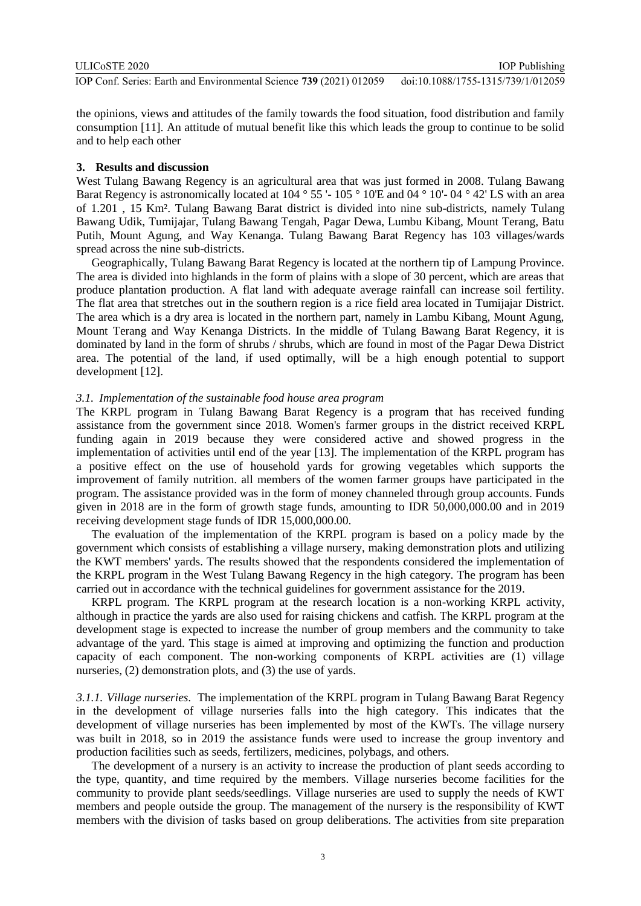the opinions, views and attitudes of the family towards the food situation, food distribution and family consumption [11]. An attitude of mutual benefit like this which leads the group to continue to be solid and to help each other

## 3. Results and discussion

West Tulang Bawang Regency is an agricultural area that was just formed in 2008. Tulang Bawang Barat Regency is astronomically located at 104 ° 55 '- 105 ° 10'E and 04 ° 10'- 04 ° 42' LS with an area of 1.201 , 15 Km². Tulang Bawang Barat district is divided into nine sub-districts, namely Tulang Bawang Udik, Tumijajar, Tulang Bawang Tengah, Pagar Dewa, Lumbu Kibang, Mount Terang, Batu Putih, Mount Agung, and Way Kenanga. Tulang Bawang Barat Regency has 103 villages/wards spread across the nine sub-districts.

Geographically, Tulang Bawang Barat Regency is located at the northern tip of Lampung Province. The area is divided into highlands in the form of plains with a slope of 30 percent, which are areas that produce plantation production. A flat land with adequate average rainfall can increase soil fertility. The flat area that stretches out in the southern region is a rice field area located in Tumijajar District. The area which is a dry area is located in the northern part, namely in Lambu Kibang, Mount Agung, Mount Terang and Way Kenanga Districts. In the middle of Tulang Bawang Barat Regency, it is dominated by land in the form of shrubs / shrubs, which are found in most of the Pagar Dewa District area. The potential of the land, if used optimally, will be a high enough potential to support development [12].

### 3.1. Implementation of the sustainable food house area program

The KRPL program in Tulang Bawang Barat Regency is a program that has received funding assistance from the government since 2018. Women's farmer groups in the district received KRPL funding again in 2019 because they were considered active and showed progress in the implementation of activities until end of the year [13]. The implementation of the KRPL program has a positive effect on the use of household yards for growing vegetables which supports the improvement of family nutrition. all members of the women farmer groups have participated in the program. The assistance provided was in the form of money channeled through group accounts. Funds given in 2018 are in the form of growth stage funds, amounting to IDR 50,000,000.00 and in 2019 receiving development stage funds of IDR 15,000,000.00.

The evaluation of the implementation of the KRPL program is based on a policy made by the government which consists of establishing a village nursery, making demonstration plots and utilizing the KWT members' yards. The results showed that the respondents considered the implementation of the KRPL program in the West Tulang Bawang Regency in the high category. The program has been carried out in accordance with the technical guidelines for government assistance for the 2019.

KRPL program. The KRPL program at the research location is a non-working KRPL activity, although in practice the yards are also used for raising chickens and catfish. The KRPL program at the development stage is expected to increase the number of group members and the community to take advantage of the yard. This stage is aimed at improving and optimizing the function and production capacity of each component. The non-working components of KRPL activities are (1) village nurseries, (2) demonstration plots, and (3) the use of yards.

*3.1.1. Village nurseries.* The implementation of the KRPL program in Tulang Bawang Barat Regency in the development of village nurseries falls into the high category. This indicates that the development of village nurseries has been implemented by most of the KWTs. The village nursery was built in 2018, so in 2019 the assistance funds were used to increase the group inventory and production facilities such as seeds, fertilizers, medicines, polybags, and others.

The development of a nursery is an activity to increase the production of plant seeds according to the type, quantity, and time required by the members. Village nurseries become facilities for the community to provide plant seeds/seedlings. Village nurseries are used to supply the needs of KWT members and people outside the group. The management of the nursery is the responsibility of KWT members with the division of tasks based on group deliberations. The activities from site preparation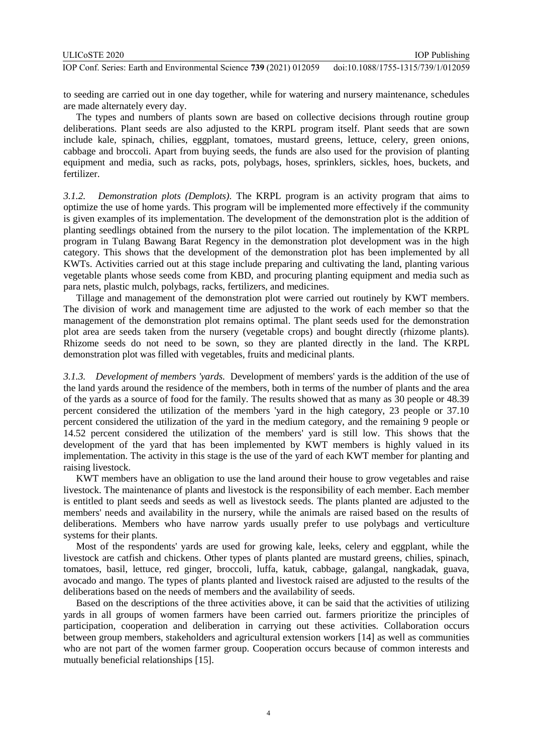to seeding are carried out in one day together, while for watering and nursery maintenance, schedules are made alternately every day.

The types and numbers of plants sown are based on collective decisions through routine group deliberations. Plant seeds are also adjusted to the KRPL program itself. Plant seeds that are sown include kale, spinach, chilies, eggplant, tomatoes, mustard greens, lettuce, celery, green onions, cabbage and broccoli. Apart from buying seeds, the funds are also used for the provision of planting equipment and media, such as racks, pots, polybags, hoses, sprinklers, sickles, hoes, buckets, and fertilizer.

*3.1.2. Demonstration plots (Demplots).* The KRPL program is an activity program that aims to optimize the use of home yards. This program will be implemented more effectively if the community is given examples of its implementation. The development of the demonstration plot is the addition of planting seedlings obtained from the nursery to the pilot location. The implementation of the KRPL program in Tulang Bawang Barat Regency in the demonstration plot development was in the high category. This shows that the development of the demonstration plot has been implemented by all KWTs. Activities carried out at this stage include preparing and cultivating the land, planting various vegetable plants whose seeds come from KBD, and procuring planting equipment and media such as para nets, plastic mulch, polybags, racks, fertilizers, and medicines.

Tillage and management of the demonstration plot were carried out routinely by KWT members. The division of work and management time are adjusted to the work of each member so that the management of the demonstration plot remains optimal. The plant seeds used for the demonstration plot area are seeds taken from the nursery (vegetable crops) and bought directly (rhizome plants). Rhizome seeds do not need to be sown, so they are planted directly in the land. The KRPL demonstration plot was filled with vegetables, fruits and medicinal plants.

*3.1.3. Development of members 'yards.* Development of members' yards is the addition of the use of the land yards around the residence of the members, both in terms of the number of plants and the area of the yards as a source of food for the family. The results showed that as many as 30 people or 48.39 percent considered the utilization of the members 'yard in the high category, 23 people or 37.10 percent considered the utilization of the yard in the medium category, and the remaining 9 people or 14.52 percent considered the utilization of the members' yard is still low. This shows that the development of the yard that has been implemented by KWT members is highly valued in its implementation. The activity in this stage is the use of the yard of each KWT member for planting and raising livestock.

KWT members have an obligation to use the land around their house to grow vegetables and raise livestock. The maintenance of plants and livestock is the responsibility of each member. Each member is entitled to plant seeds and seeds as well as livestock seeds. The plants planted are adjusted to the members' needs and availability in the nursery, while the animals are raised based on the results of deliberations. Members who have narrow yards usually prefer to use polybags and verticulture systems for their plants.

Most of the respondents' yards are used for growing kale, leeks, celery and eggplant, while the livestock are catfish and chickens. Other types of plants planted are mustard greens, chilies, spinach, tomatoes, basil, lettuce, red ginger, broccoli, luffa, katuk, cabbage, galangal, nangkadak, guava, avocado and mango. The types of plants planted and livestock raised are adjusted to the results of the deliberations based on the needs of members and the availability of seeds.

Based on the descriptions of the three activities above, it can be said that the activities of utilizing yards in all groups of women farmers have been carried out. farmers prioritize the principles of participation, cooperation and deliberation in carrying out these activities. Collaboration occurs between group members, stakeholders and agricultural extension workers [14] as well as communities who are not part of the women farmer group. Cooperation occurs because of common interests and mutually beneficial relationships [15].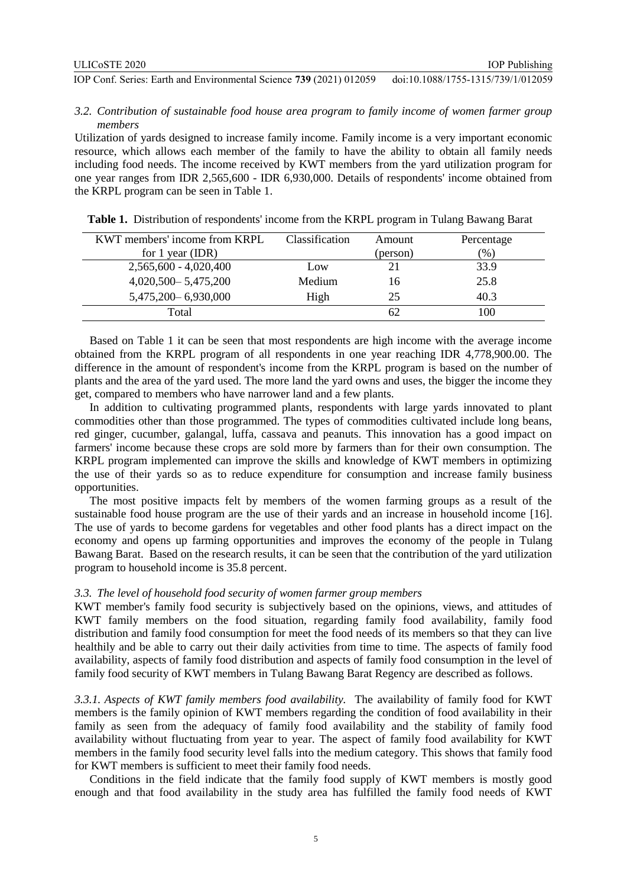### 3.2. *Contribution of sustainable food house area program to family income of women farmer group members*

Utilization of yards designed to increase family income. Family income is a very important economic resource, which allows each member of the family to have the ability to obtain all family needs including food needs. The income received by KWT members from the yard utilization program for one year ranges from IDR 2,565,600 - IDR 6,930,000. Details of respondents' income obtained from the KRPL program can be seen in Table 1.

**Table 1.** Distribution of respondents' income from the KRPL program in Tulang Bawang Barat

| KWT members' income from KRPL for 1 year (IDR) | Classification | Amount (person) | Percentage (%) |
|---|---|---|---|
| 2,565,600 - 4,020,400 | Low | 21 | 33.9 |
| 4,020,500– 5,475,200 | Medium | 16 | 25.8 |
| 5,475,200– 6,930,000 | High | 25 | 40.3 |
| Total | | 62 | 100 |

Based on Table 1 it can be seen that most respondents are high income with the average income obtained from the KRPL program of all respondents in one year reaching IDR 4,778,900.00. The difference in the amount of respondent's income from the KRPL program is based on the number of plants and the area of the yard used. The more land the yard owns and uses, the bigger the income they get, compared to members who have narrower land and a few plants.

In addition to cultivating programmed plants, respondents with large yards innovated to plant commodities other than those programmed. The types of commodities cultivated include long beans, red ginger, cucumber, galangal, luffa, cassava and peanuts. This innovation has a good impact on farmers' income because these crops are sold more by farmers than for their own consumption. The KRPL program implemented can improve the skills and knowledge of KWT members in optimizing the use of their yards so as to reduce expenditure for consumption and increase family business opportunities.

The most positive impacts felt by members of the women farming groups as a result of the sustainable food house program are the use of their yards and an increase in household income [16]. The use of yards to become gardens for vegetables and other food plants has a direct impact on the economy and opens up farming opportunities and improves the economy of the people in Tulang Bawang Barat. Based on the research results, it can be seen that the contribution of the yard utilization program to household income is 35.8 percent.

### 3.3. *The level of household food security of women farmer group members*

KWT member's family food security is subjectively based on the opinions, views, and attitudes of KWT family members on the food situation, regarding family food availability, family food distribution and family food consumption for meet the food needs of its members so that they can live healthily and be able to carry out their daily activities from time to time. The aspects of family food availability, aspects of family food distribution and aspects of family food consumption in the level of family food security of KWT members in Tulang Bawang Barat Regency are described as follows.

*3.3.1. Aspects of KWT family members food availability.* The availability of family food for KWT members is the family opinion of KWT members regarding the condition of food availability in their family as seen from the adequacy of family food availability and the stability of family food availability without fluctuating from year to year. The aspect of family food availability for KWT members in the family food security level falls into the medium category. This shows that family food for KWT members is sufficient to meet their family food needs.

Conditions in the field indicate that the family food supply of KWT members is mostly good enough and that food availability in the study area has fulfilled the family food needs of KWT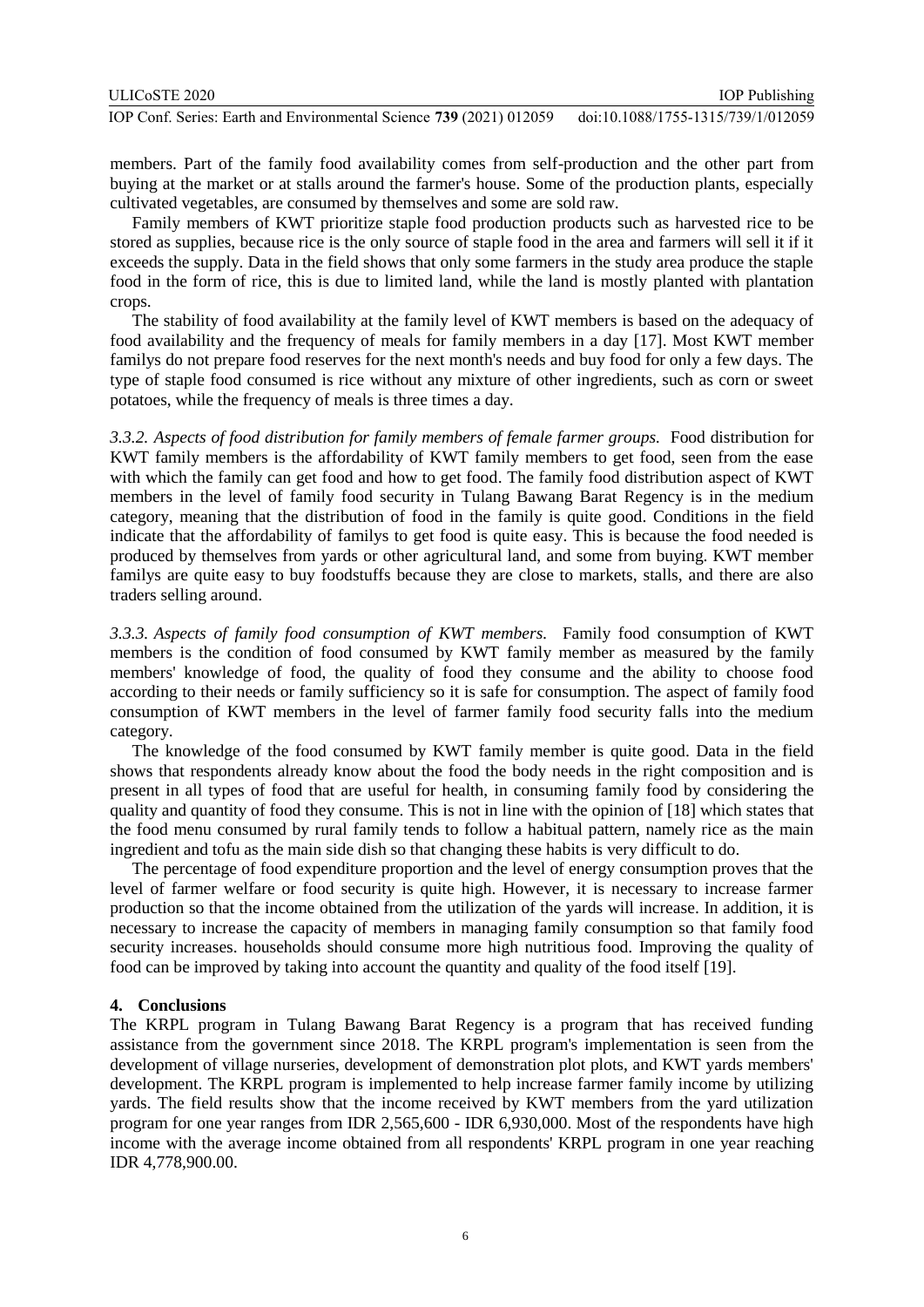members. Part of the family food availability comes from self-production and the other part from buying at the market or at stalls around the farmer's house. Some of the production plants, especially cultivated vegetables, are consumed by themselves and some are sold raw.

Family members of KWT prioritize staple food production products such as harvested rice to be stored as supplies, because rice is the only source of staple food in the area and farmers will sell it if it exceeds the supply. Data in the field shows that only some farmers in the study area produce the staple food in the form of rice, this is due to limited land, while the land is mostly planted with plantation crops.

The stability of food availability at the family level of KWT members is based on the adequacy of food availability and the frequency of meals for family members in a day [17]. Most KWT member familys do not prepare food reserves for the next month's needs and buy food for only a few days. The type of staple food consumed is rice without any mixture of other ingredients, such as corn or sweet potatoes, while the frequency of meals is three times a day.

*3.3.2. Aspects of food distribution for family members of female farmer groups.* Food distribution for KWT family members is the affordability of KWT family members to get food, seen from the ease with which the family can get food and how to get food. The family food distribution aspect of KWT members in the level of family food security in Tulang Bawang Barat Regency is in the medium category, meaning that the distribution of food in the family is quite good. Conditions in the field indicate that the affordability of familys to get food is quite easy. This is because the food needed is produced by themselves from yards or other agricultural land, and some from buying. KWT member familys are quite easy to buy foodstuffs because they are close to markets, stalls, and there are also traders selling around.

*3.3.3. Aspects of family food consumption of KWT members.* Family food consumption of KWT members is the condition of food consumed by KWT family member as measured by the family members' knowledge of food, the quality of food they consume and the ability to choose food according to their needs or family sufficiency so it is safe for consumption. The aspect of family food consumption of KWT members in the level of farmer family food security falls into the medium category.

The knowledge of the food consumed by KWT family member is quite good. Data in the field shows that respondents already know about the food the body needs in the right composition and is present in all types of food that are useful for health, in consuming family food by considering the quality and quantity of food they consume. This is not in line with the opinion of [18] which states that the food menu consumed by rural family tends to follow a habitual pattern, namely rice as the main ingredient and tofu as the main side dish so that changing these habits is very difficult to do.

The percentage of food expenditure proportion and the level of energy consumption proves that the level of farmer welfare or food security is quite high. However, it is necessary to increase farmer production so that the income obtained from the utilization of the yards will increase. In addition, it is necessary to increase the capacity of members in managing family consumption so that family food security increases. households should consume more high nutritious food. Improving the quality of food can be improved by taking into account the quantity and quality of the food itself [19].

## 4. Conclusions

The KRPL program in Tulang Bawang Barat Regency is a program that has received funding assistance from the government since 2018. The KRPL program's implementation is seen from the development of village nurseries, development of demonstration plot plots, and KWT yards members' development. The KRPL program is implemented to help increase farmer family income by utilizing yards. The field results show that the income received by KWT members from the yard utilization program for one year ranges from IDR 2,565,600 - IDR 6,930,000. Most of the respondents have high income with the average income obtained from all respondents' KRPL program in one year reaching IDR 4,778,900.00.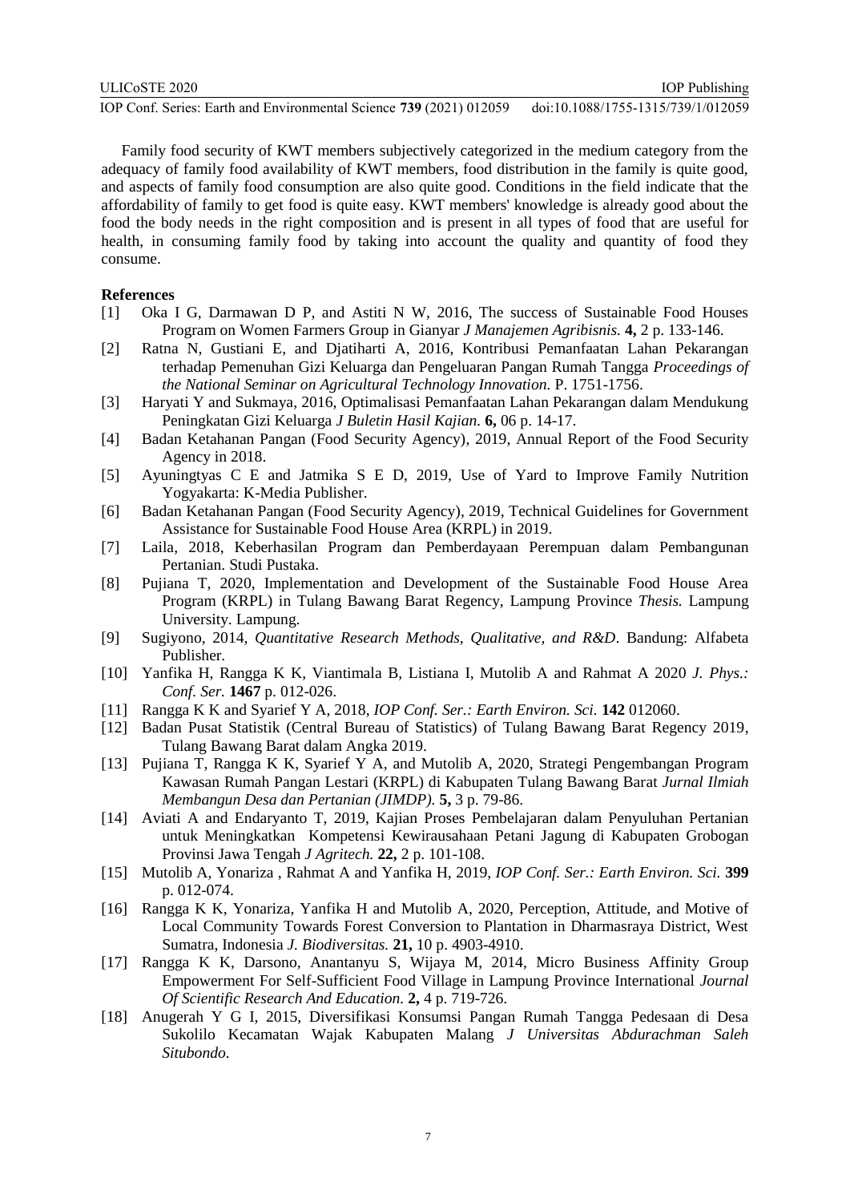Family food security of KWT members subjectively categorized in the medium category from the adequacy of family food availability of KWT members, food distribution in the family is quite good, and aspects of family food consumption are also quite good. Conditions in the field indicate that the affordability of family to get food is quite easy. KWT members' knowledge is already good about the food the body needs in the right composition and is present in all types of food that are useful for health, in consuming family food by taking into account the quality and quantity of food they consume.

## References

[1] Oka I G, Darmawan D P, and Astiti N W, 2016, The success of Sustainable Food Houses Program on Women Farmers Group in Gianyar *J Manajemen Agribisnis.* **4,** 2 p. 133-146.

[2] Ratna N, Gustiani E, and Djatiharti A, 2016, Kontribusi Pemanfaatan Lahan Pekarangan terhadap Pemenuhan Gizi Keluarga dan Pengeluaran Pangan Rumah Tangga *Proceedings of the National Seminar on Agricultural Technology Innovation.* P. 1751-1756.

[3] Haryati Y and Sukmaya, 2016, Optimalisasi Pemanfaatan Lahan Pekarangan dalam Mendukung Peningkatan Gizi Keluarga *J Buletin Hasil Kajian.* **6,** 06 p. 14-17.

[4] Badan Ketahanan Pangan (Food Security Agency), 2019, Annual Report of the Food Security Agency in 2018.

[5] Ayuningtyas C E and Jatmika S E D, 2019, Use of Yard to Improve Family Nutrition Yogyakarta: K-Media Publisher.

[6] Badan Ketahanan Pangan (Food Security Agency), 2019, Technical Guidelines for Government Assistance for Sustainable Food House Area (KRPL) in 2019.

[7] Laila, 2018, Keberhasilan Program dan Pemberdayaan Perempuan dalam Pembangunan Pertanian. Studi Pustaka.

[8] Pujiana T, 2020, Implementation and Development of the Sustainable Food House Area Program (KRPL) in Tulang Bawang Barat Regency, Lampung Province *Thesis.* Lampung University. Lampung.

[9] Sugiyono, 2014, *Quantitative Research Methods, Qualitative, and R&D*. Bandung: Alfabeta Publisher.

[10] Yanfika H, Rangga K K, Viantimala B, Listiana I, Mutolib A and Rahmat A 2020 *J. Phys.: Conf. Ser.* **1467** p. 012-026.

[11] Rangga K K and Syarief Y A, 2018, *IOP Conf. Ser.: Earth Environ. Sci.* **142** 012060.

[12] Badan Pusat Statistik (Central Bureau of Statistics) of Tulang Bawang Barat Regency 2019, Tulang Bawang Barat dalam Angka 2019.

[13] Pujiana T, Rangga K K, Syarief Y A, and Mutolib A, 2020, Strategi Pengembangan Program Kawasan Rumah Pangan Lestari (KRPL) di Kabupaten Tulang Bawang Barat *Jurnal Ilmiah Membangun Desa dan Pertanian (JIMDP).* **5,** 3 p. 79-86.

[14] Aviati A and Endaryanto T, 2019, Kajian Proses Pembelajaran dalam Penyuluhan Pertanian untuk Meningkatkan Kompetensi Kewirausahaan Petani Jagung di Kabupaten Grobogan Provinsi Jawa Tengah *J Agritech.* **22,** 2 p. 101-108.

[15] Mutolib A, Yonariza , Rahmat A and Yanfika H, 2019, *IOP Conf. Ser.: Earth Environ. Sci.* **399** p. 012-074.

[16] Rangga K K, Yonariza, Yanfika H and Mutolib A, 2020, Perception, Attitude, and Motive of Local Community Towards Forest Conversion to Plantation in Dharmasraya District, West Sumatra, Indonesia *J. Biodiversitas.* **21,** 10 p. 4903-4910.

[17] Rangga K K, Darsono, Anantanyu S, Wijaya M, 2014, Micro Business Affinity Group Empowerment For Self-Sufficient Food Village in Lampung Province International *Journal Of Scientific Research And Education.* **2,** 4 p. 719-726.

[18] Anugerah Y G I, 2015, Diversifikasi Konsumsi Pangan Rumah Tangga Pedesaan di Desa Sukolilo Kecamatan Wajak Kabupaten Malang *J Universitas Abdurachman Saleh Situbondo.*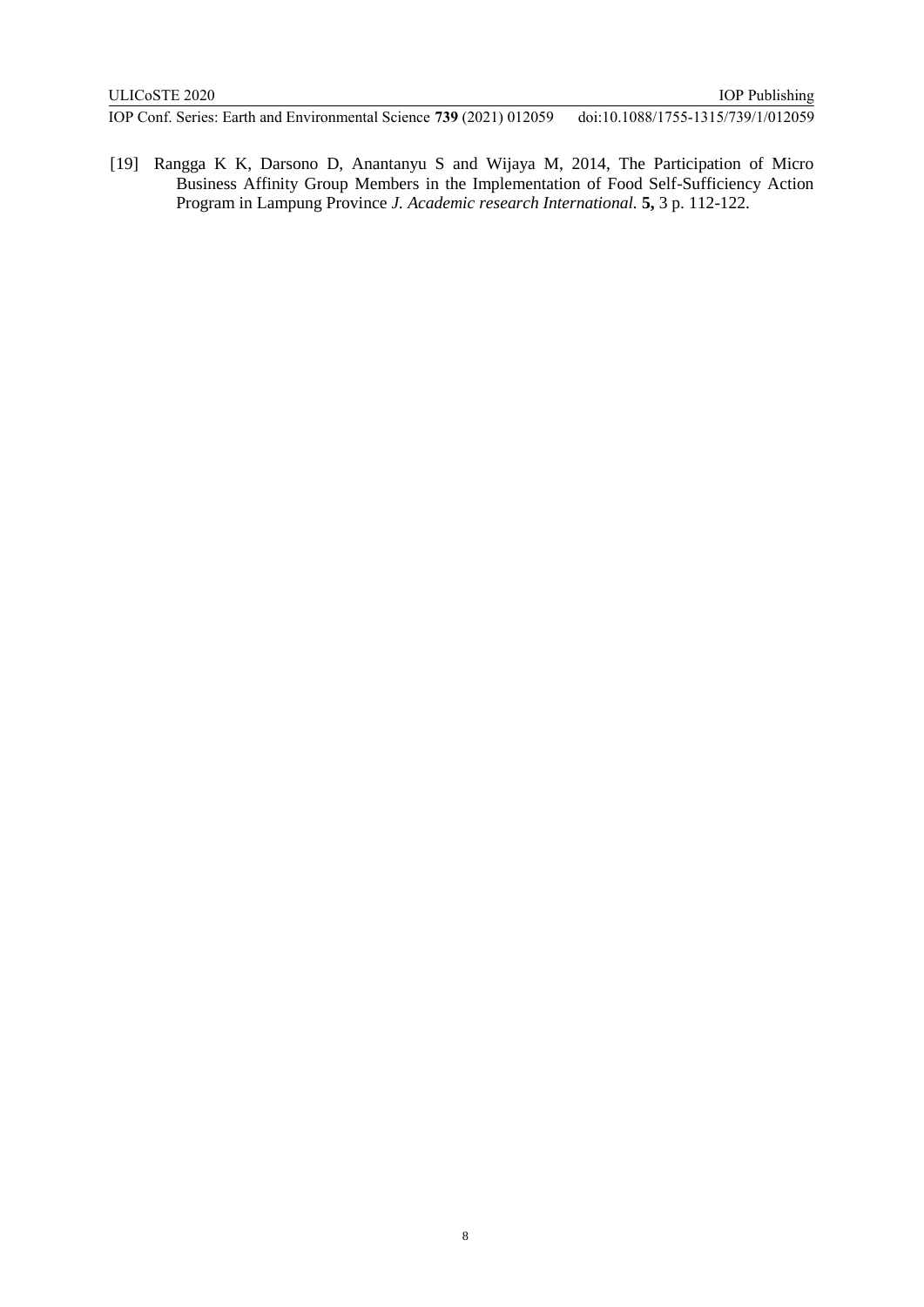[19] Rangga K K, Darsono D, Anantanyu S and Wijaya M, 2014, The Participation of Micro Business Affinity Group Members in the Implementation of Food Self-Sufficiency Action Program in Lampung Province *J. Academic research International.* **5,** 3 p. 112-122.